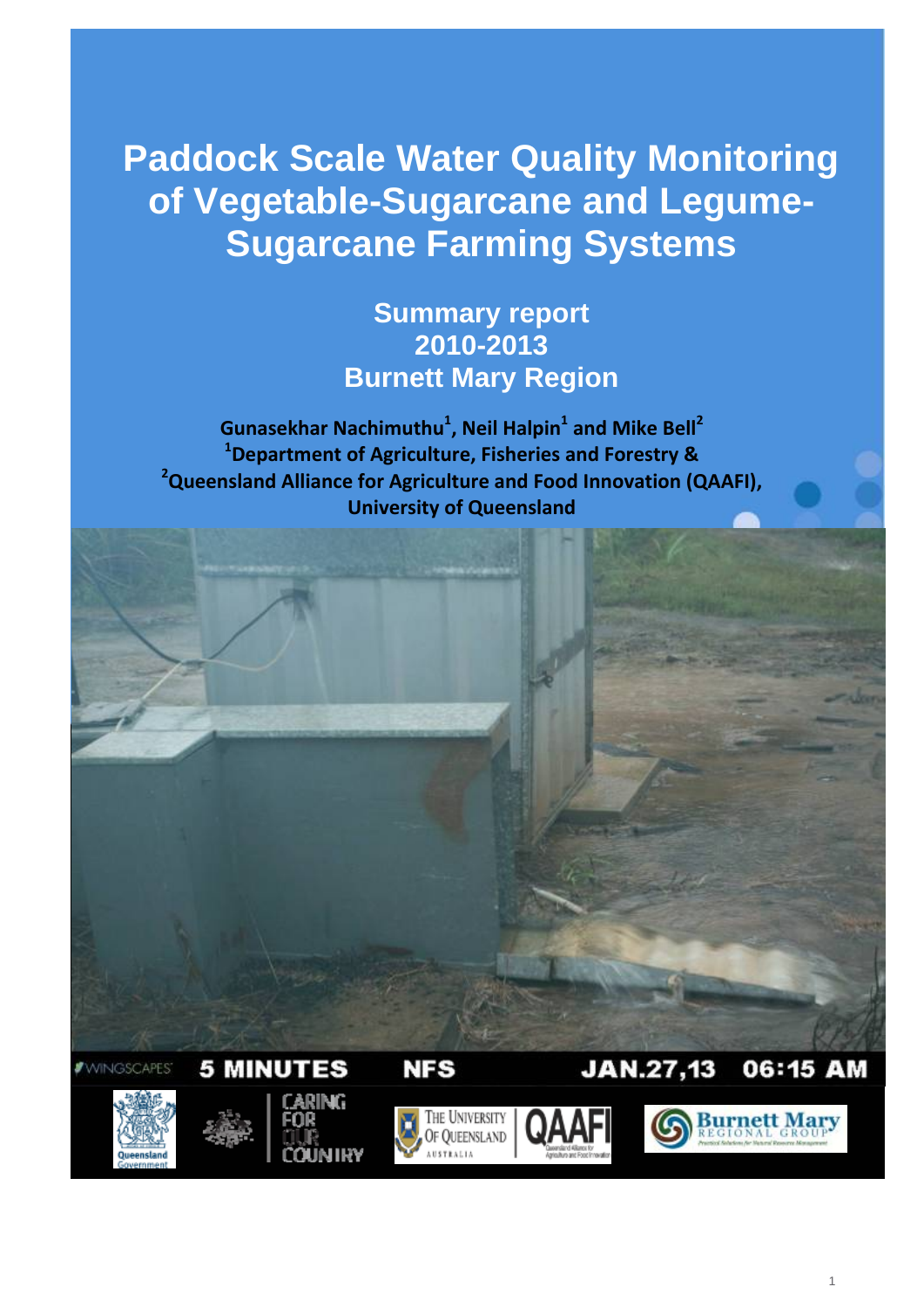# Paddock Scale Water Quality Monitoring of Vegetable-Sugarcane and Legume-Sugarcane Farming Systems

## Summary report 2010-2013 Burnett Mary Region

**Gunasekhar Nachimuthu[1], Neil Halpin[1] and Mike Bell[2]**

**[1]Department of Agriculture, Fisheries and Forestry &**

**[2]Queensland Alliance for Agriculture and Food Innovation (QAAFI), University of Queensland**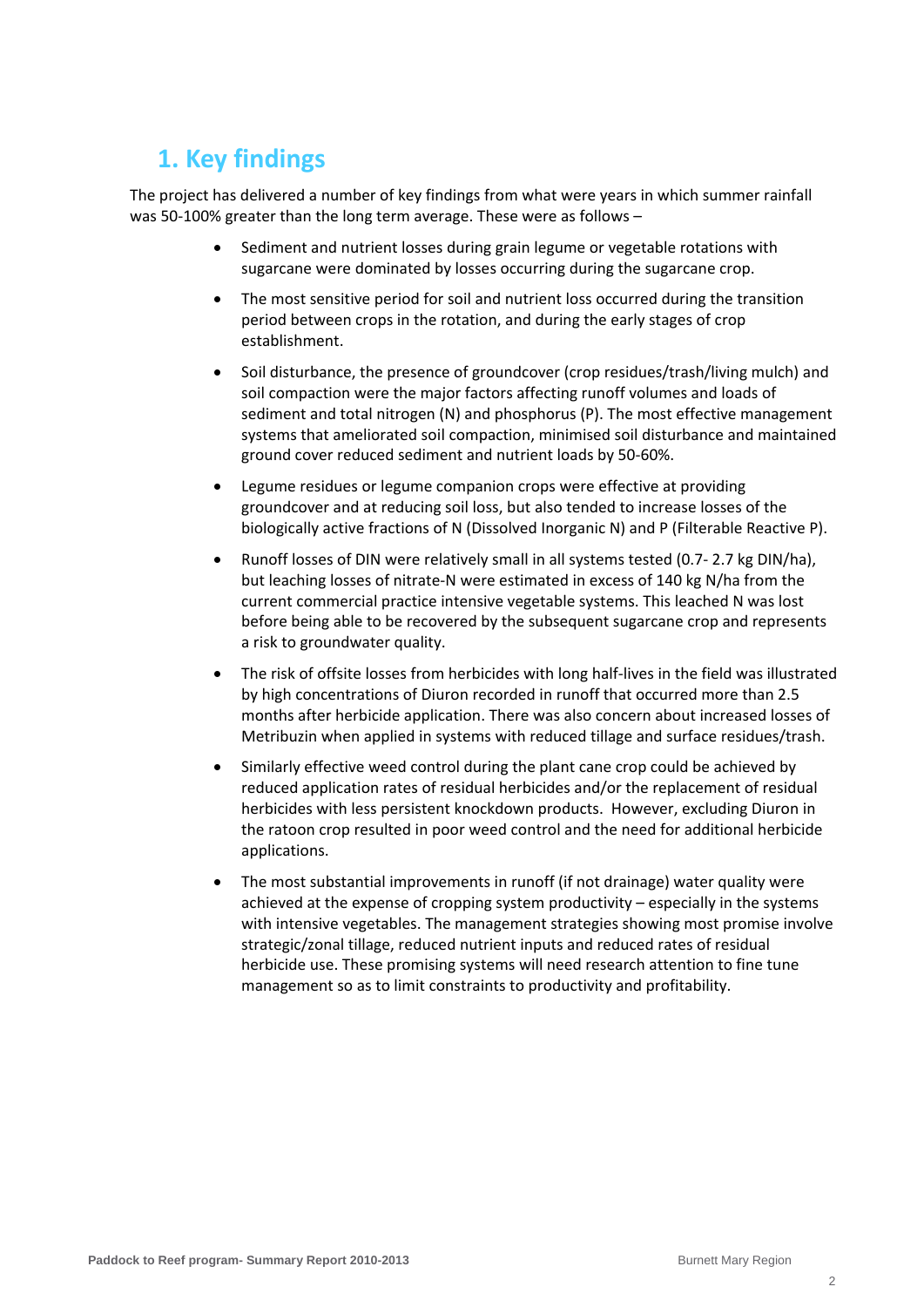# 1. Key findings

The project has delivered a number of key findings from what were years in which summer rainfall was 50-100% greater than the long term average. These were as follows –

- Sediment and nutrient losses during grain legume or vegetable rotations with sugarcane were dominated by losses occurring during the sugarcane crop.
- The most sensitive period for soil and nutrient loss occurred during the transition period between crops in the rotation, and during the early stages of crop establishment.
- Soil disturbance, the presence of groundcover (crop residues/trash/living mulch) and soil compaction were the major factors affecting runoff volumes and loads of sediment and total nitrogen (N) and phosphorus (P). The most effective management systems that ameliorated soil compaction, minimised soil disturbance and maintained ground cover reduced sediment and nutrient loads by 50-60%.
- Legume residues or legume companion crops were effective at providing groundcover and at reducing soil loss, but also tended to increase losses of the biologically active fractions of N (Dissolved Inorganic N) and P (Filterable Reactive P).
- Runoff losses of DIN were relatively small in all systems tested (0.7- 2.7 kg DIN/ha), but leaching losses of nitrate-N were estimated in excess of 140 kg N/ha from the current commercial practice intensive vegetable systems. This leached N was lost before being able to be recovered by the subsequent sugarcane crop and represents a risk to groundwater quality.
- The risk of offsite losses from herbicides with long half-lives in the field was illustrated by high concentrations of Diuron recorded in runoff that occurred more than 2.5 months after herbicide application. There was also concern about increased losses of Metribuzin when applied in systems with reduced tillage and surface residues/trash.
- Similarly effective weed control during the plant cane crop could be achieved by reduced application rates of residual herbicides and/or the replacement of residual herbicides with less persistent knockdown products. However, excluding Diuron in the ratoon crop resulted in poor weed control and the need for additional herbicide applications.
- The most substantial improvements in runoff (if not drainage) water quality were achieved at the expense of cropping system productivity – especially in the systems with intensive vegetables. The management strategies showing most promise involve strategic/zonal tillage, reduced nutrient inputs and reduced rates of residual herbicide use. These promising systems will need research attention to fine tune management so as to limit constraints to productivity and profitability.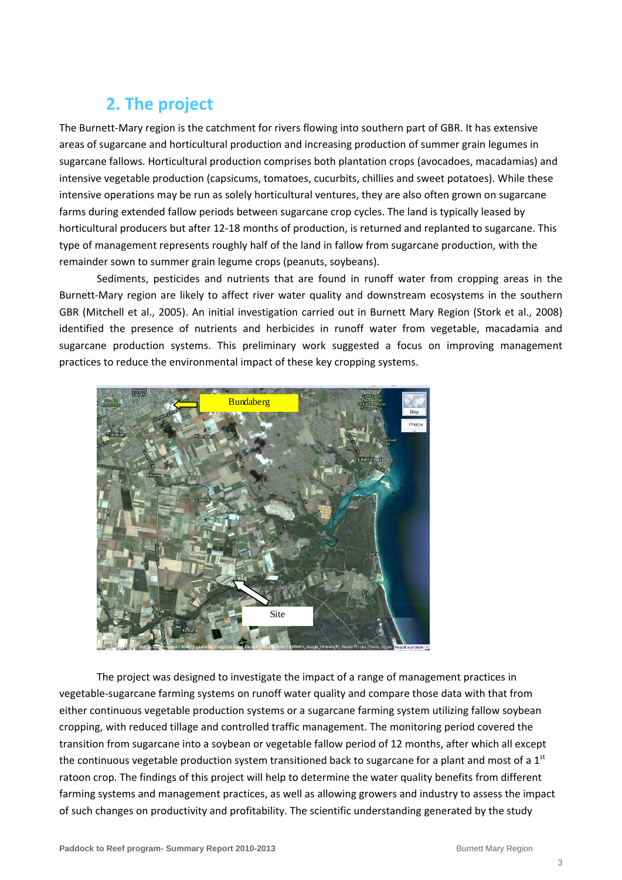## 2. The project

The Burnett-Mary region is the catchment for rivers flowing into southern part of GBR. It has extensive areas of sugarcane and horticultural production and increasing production of summer grain legumes in sugarcane fallows. Horticultural production comprises both plantation crops (avocadoes, macadamias) and intensive vegetable production (capsicums, tomatoes, cucurbits, chillies and sweet potatoes). While these intensive operations may be run as solely horticultural ventures, they are also often grown on sugarcane farms during extended fallow periods between sugarcane crop cycles. The land is typically leased by horticultural producers but after 12-18 months of production, is returned and replanted to sugarcane. This type of management represents roughly half of the land in fallow from sugarcane production, with the remainder sown to summer grain legume crops (peanuts, soybeans).

Sediments, pesticides and nutrients that are found in runoff water from cropping areas in the Burnett-Mary region are likely to affect river water quality and downstream ecosystems in the southern GBR (Mitchell et al., 2005). An initial investigation carried out in Burnett Mary Region (Stork et al., 2008) identified the presence of nutrients and herbicides in runoff water from vegetable, macadamia and sugarcane production systems. This preliminary work suggested a focus on improving management practices to reduce the environmental impact of these key cropping systems.

The project was designed to investigate the impact of a range of management practices in vegetable-sugarcane farming systems on runoff water quality and compare those data with that from either continuous vegetable production systems or a sugarcane farming system utilizing fallow soybean cropping, with reduced tillage and controlled traffic management. The monitoring period covered the transition from sugarcane into a soybean or vegetable fallow period of 12 months, after which all except the continuous vegetable production system transitioned back to sugarcane for a plant and most of a 1$^{st}$ ratoon crop. The findings of this project will help to determine the water quality benefits from different farming systems and management practices, as well as allowing growers and industry to assess the impact of such changes on productivity and profitability. The scientific understanding generated by the study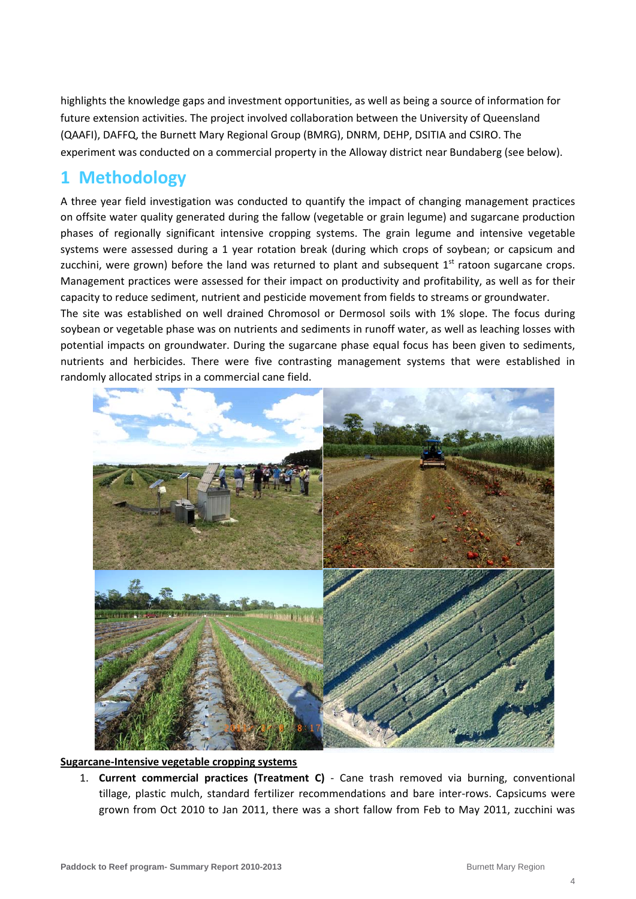highlights the knowledge gaps and investment opportunities, as well as being a source of information for future extension activities. The project involved collaboration between the University of Queensland (QAAFI), DAFFQ, the Burnett Mary Regional Group (BMRG), DNRM, DEHP, DSITIA and CSIRO. The experiment was conducted on a commercial property in the Alloway district near Bundaberg (see below).

# 1 Methodology

A three year field investigation was conducted to quantify the impact of changing management practices on offsite water quality generated during the fallow (vegetable or grain legume) and sugarcane production phases of regionally significant intensive cropping systems. The grain legume and intensive vegetable systems were assessed during a 1 year rotation break (during which crops of soybean; or capsicum and zucchini, were grown) before the land was returned to plant and subsequent 1st ratoon sugarcane crops. Management practices were assessed for their impact on productivity and profitability, as well as for their capacity to reduce sediment, nutrient and pesticide movement from fields to streams or groundwater.

The site was established on well drained Chromosol or Dermosol soils with 1% slope. The focus during soybean or vegetable phase was on nutrients and sediments in runoff water, as well as leaching losses with potential impacts on groundwater. During the sugarcane phase equal focus has been given to sediments, nutrients and herbicides. There were five contrasting management systems that were established in randomly allocated strips in a commercial cane field.

**Sugarcane-Intensive vegetable cropping systems**

1. **Current commercial practices (Treatment C)** - Cane trash removed via burning, conventional tillage, plastic mulch, standard fertilizer recommendations and bare inter-rows. Capsicums were grown from Oct 2010 to Jan 2011, there was a short fallow from Feb to May 2011, zucchini was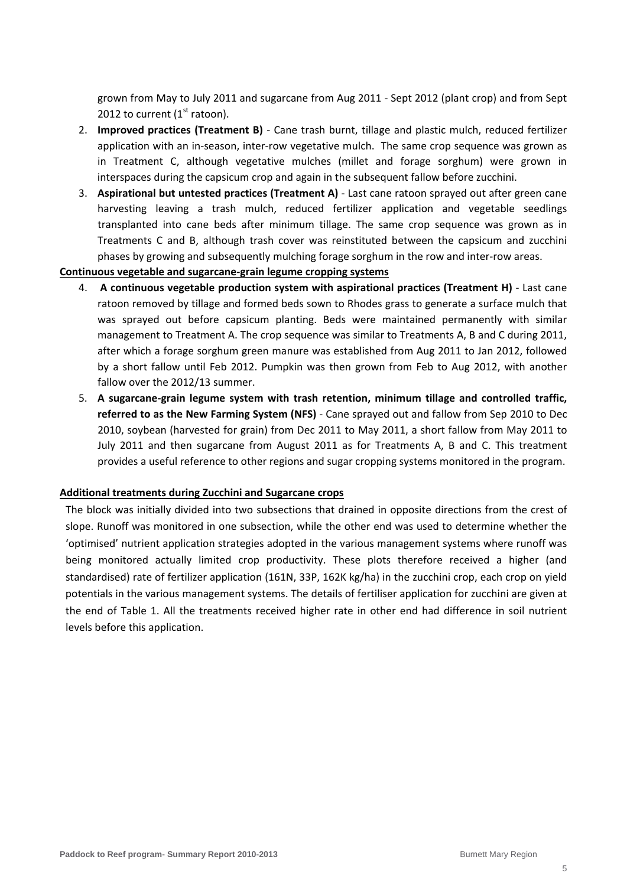grown from May to July 2011 and sugarcane from Aug 2011 - Sept 2012 (plant crop) and from Sept 2012 to current (1st ratoon).

2. **Improved practices (Treatment B)** - Cane trash burnt, tillage and plastic mulch, reduced fertilizer application with an in-season, inter-row vegetative mulch. The same crop sequence was grown as in Treatment C, although vegetative mulches (millet and forage sorghum) were grown in interspaces during the capsicum crop and again in the subsequent fallow before zucchini.
3. **Aspirational but untested practices (Treatment A)** - Last cane ratoon sprayed out after green cane harvesting leaving a trash mulch, reduced fertilizer application and vegetable seedlings transplanted into cane beds after minimum tillage. The same crop sequence was grown as in Treatments C and B, although trash cover was reinstituted between the capsicum and zucchini phases by growing and subsequently mulching forage sorghum in the row and inter-row areas.

**Continuous vegetable and sugarcane-grain legume cropping systems**

4. **A continuous vegetable production system with aspirational practices (Treatment H)** - Last cane ratoon removed by tillage and formed beds sown to Rhodes grass to generate a surface mulch that was sprayed out before capsicum planting. Beds were maintained permanently with similar management to Treatment A. The crop sequence was similar to Treatments A, B and C during 2011, after which a forage sorghum green manure was established from Aug 2011 to Jan 2012, followed by a short fallow until Feb 2012. Pumpkin was then grown from Feb to Aug 2012, with another fallow over the 2012/13 summer.
5. **A sugarcane-grain legume system with trash retention, minimum tillage and controlled traffic, referred to as the New Farming System (NFS)** - Cane sprayed out and fallow from Sep 2010 to Dec 2010, soybean (harvested for grain) from Dec 2011 to May 2011, a short fallow from May 2011 to July 2011 and then sugarcane from August 2011 as for Treatments A, B and C. This treatment provides a useful reference to other regions and sugar cropping systems monitored in the program.

**Additional treatments during Zucchini and Sugarcane crops**

The block was initially divided into two subsections that drained in opposite directions from the crest of slope. Runoff was monitored in one subsection, while the other end was used to determine whether the 'optimised' nutrient application strategies adopted in the various management systems where runoff was being monitored actually limited crop productivity. These plots therefore received a higher (and standardised) rate of fertilizer application (161N, 33P, 162K kg/ha) in the zucchini crop, each crop on yield potentials in the various management systems. The details of fertiliser application for zucchini are given at the end of Table 1. All the treatments received higher rate in other end had difference in soil nutrient levels before this application.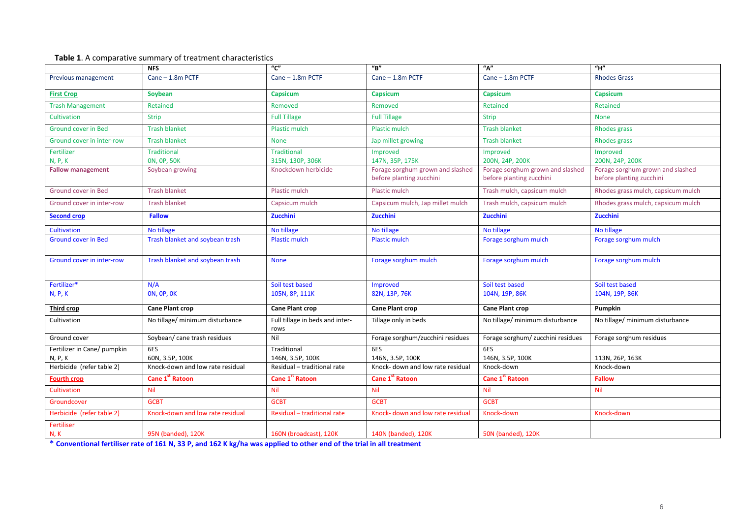**Table 1**. A comparative summary of treatment characteristics

| | NFS | "C" | "B" | "A" | "H" |
|---|---|---|---|---|---|
| Previous management | Cane – 1.8m PCTF | Cane – 1.8m PCTF | Cane – 1.8m PCTF | Cane – 1.8m PCTF | Rhodes Grass |
| **First Crop** | **Soybean** | **Capsicum** | **Capsicum** | **Capsicum** | **Capsicum** |
| Trash Management | Retained | Removed | Removed | Retained | Retained |
| Cultivation | Strip | Full Tillage | Full Tillage | Strip | None |
| Ground cover in Bed | Trash blanket | Plastic mulch | Plastic mulch | Trash blanket | Rhodes grass |
| Ground cover in inter-row | Trash blanket | None | Jap millet growing | Trash blanket | Rhodes grass |
| Fertilizer N, P, K | Traditional 0N, 0P, 50K | Traditional 315N, 130P, 306K | Improved 147N, 35P, 175K | Improved 200N, 24P, 200K | Improved 200N, 24P, 200K |
| **Fallow management** | Soybean growing | Knockdown herbicide | Forage sorghum grown and slashed before planting zucchini | Forage sorghum grown and slashed before planting zucchini | Forage sorghum grown and slashed before planting zucchini |
| Ground cover in Bed | Trash blanket | Plastic mulch | Plastic mulch | Trash mulch, capsicum mulch | Rhodes grass mulch, capsicum mulch |
| Ground cover in inter-row | Trash blanket | Capsicum mulch | Capsicum mulch, Jap millet mulch | Trash mulch, capsicum mulch | Rhodes grass mulch, capsicum mulch |
| **Second crop** | **Fallow** | **Zucchini** | **Zucchini** | **Zucchini** | **Zucchini** |
| Cultivation | No tillage | No tillage | No tillage | No tillage | No tillage |
| Ground cover in Bed | Trash blanket and soybean trash | Plastic mulch | Plastic mulch | Forage sorghum mulch | Forage sorghum mulch |
| Ground cover in inter-row | Trash blanket and soybean trash | None | Forage sorghum mulch | Forage sorghum mulch | Forage sorghum mulch |
| Fertilizer* N, P, K | N/A 0N, 0P, 0K | Soil test based 105N, 8P, 111K | Improved 82N, 13P, 76K | Soil test based 104N, 19P, 86K | Soil test based 104N, 19P, 86K |
| **Third crop** | **Cane Plant crop** | **Cane Plant crop** | **Cane Plant crop** | **Cane Plant crop** | **Pumpkin** |
| Cultivation | No tillage/ minimum disturbance | Full tillage in beds and inter-rows | Tillage only in beds | No tillage/ minimum disturbance | No tillage/ minimum disturbance |
| Ground cover | Soybean/ cane trash residues | Nil | Forage sorghum/zucchini residues | Forage sorghum/ zucchini residues | Forage sorghum residues |
| Fertilizer in Cane/ pumpkin N, P, K | 6ES 60N, 3.5P, 100K | Traditional 146N, 3.5P, 100K | 6ES 146N, 3.5P, 100K | 6ES 146N, 3.5P, 100K | 113N, 26P, 163K |
| Herbicide (refer table 2) | Knock-down and low rate residual | Residual – traditional rate | Knock- down and low rate residual | Knock-down | Knock-down |
| **Fourth crop** | **Cane 1st Ratoon** | **Cane 1st Ratoon** | **Cane 1st Ratoon** | **Cane 1st Ratoon** | **Fallow** |
| Cultivation | Nil | Nil | Nil | Nil | Nil |
| Groundcover | GCBT | GCBT | GCBT | GCBT | |
| Herbicide (refer table 2) | Knock-down and low rate residual | Residual – traditional rate | Knock- down and low rate residual | Knock-down | Knock-down |
| Fertiliser N, K | 95N (banded), 120K | 160N (broadcast), 120K | 140N (banded), 120K | 50N (banded), 120K | |

**\* Conventional fertiliser rate of 161 N, 33 P, and 162 K kg/ha was applied to other end of the trial in all treatment**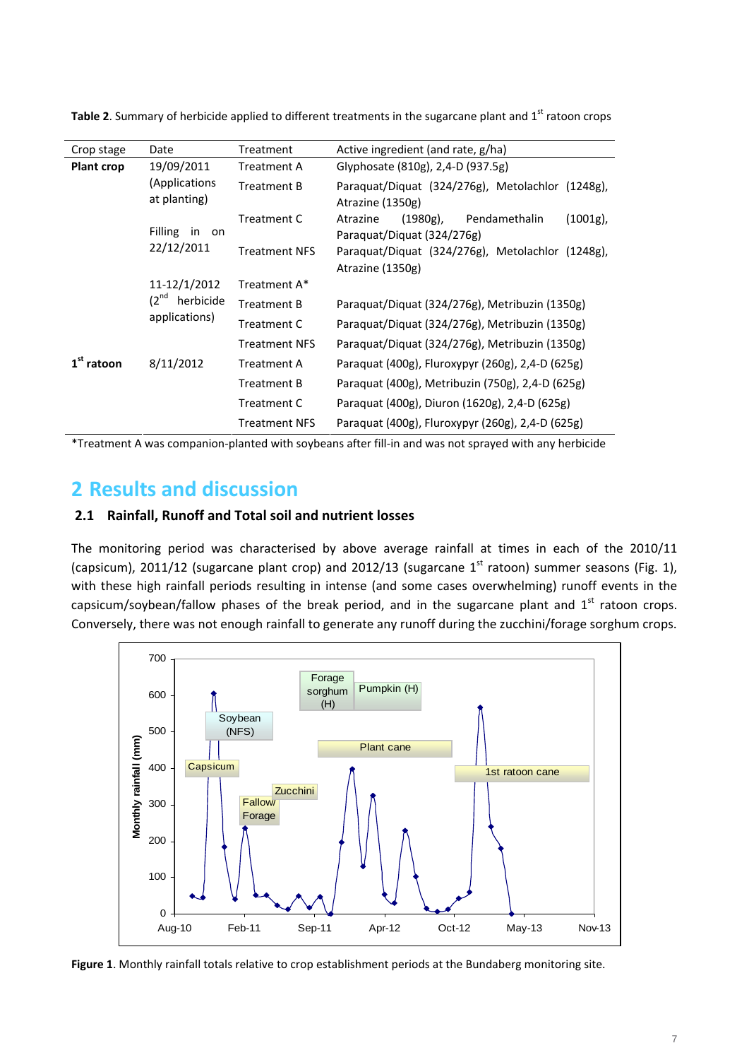**Table 2**. Summary of herbicide applied to different treatments in the sugarcane plant and 1st ratoon crops

| Crop stage | Date | Treatment | Active ingredient (and rate, g/ha) |
|---|---|---|---|
| **Plant crop** | 19/09/2011 (Applications at planting) | Treatment A | Glyphosate (810g), 2,4-D (937.5g) |
| | | Treatment B | Paraquat/Diquat (324/276g), Metolachlor (1248g), Atrazine (1350g) |
| | Filling in on 22/12/2011 | Treatment C | Atrazine (1980g), Pendamethalin (1001g), Paraquat/Diquat (324/276g) |
| | | Treatment NFS | Paraquat/Diquat (324/276g), Metolachlor (1248g), Atrazine (1350g) |
| | 11-12/1/2012 (2nd herbicide applications) | Treatment A* | |
| | | Treatment B | Paraquat/Diquat (324/276g), Metribuzin (1350g) |
| | | Treatment C | Paraquat/Diquat (324/276g), Metribuzin (1350g) |
| | | Treatment NFS | Paraquat/Diquat (324/276g), Metribuzin (1350g) |
| **1st ratoon** | 8/11/2012 | Treatment A | Paraquat (400g), Fluroxypyr (260g), 2,4-D (625g) |
| | | Treatment B | Paraquat (400g), Metribuzin (750g), 2,4-D (625g) |
| | | Treatment C | Paraquat (400g), Diuron (1620g), 2,4-D (625g) |
| | | Treatment NFS | Paraquat (400g), Fluroxypyr (260g), 2,4-D (625g) |

*Treatment A was companion-planted with soybeans after fill-in and was not sprayed with any herbicide

# 2 Results and discussion

## 2.1 Rainfall, Runoff and Total soil and nutrient losses

The monitoring period was characterised by above average rainfall at times in each of the 2010/11 (capsicum), 2011/12 (sugarcane plant crop) and 2012/13 (sugarcane 1st ratoon) summer seasons (Fig. 1), with these high rainfall periods resulting in intense (and some cases overwhelming) runoff events in the capsicum/soybean/fallow phases of the break period, and in the sugarcane plant and 1st ratoon crops. Conversely, there was not enough rainfall to generate any runoff during the zucchini/forage sorghum crops.

**Figure 1**. Monthly rainfall totals relative to crop establishment periods at the Bundaberg monitoring site.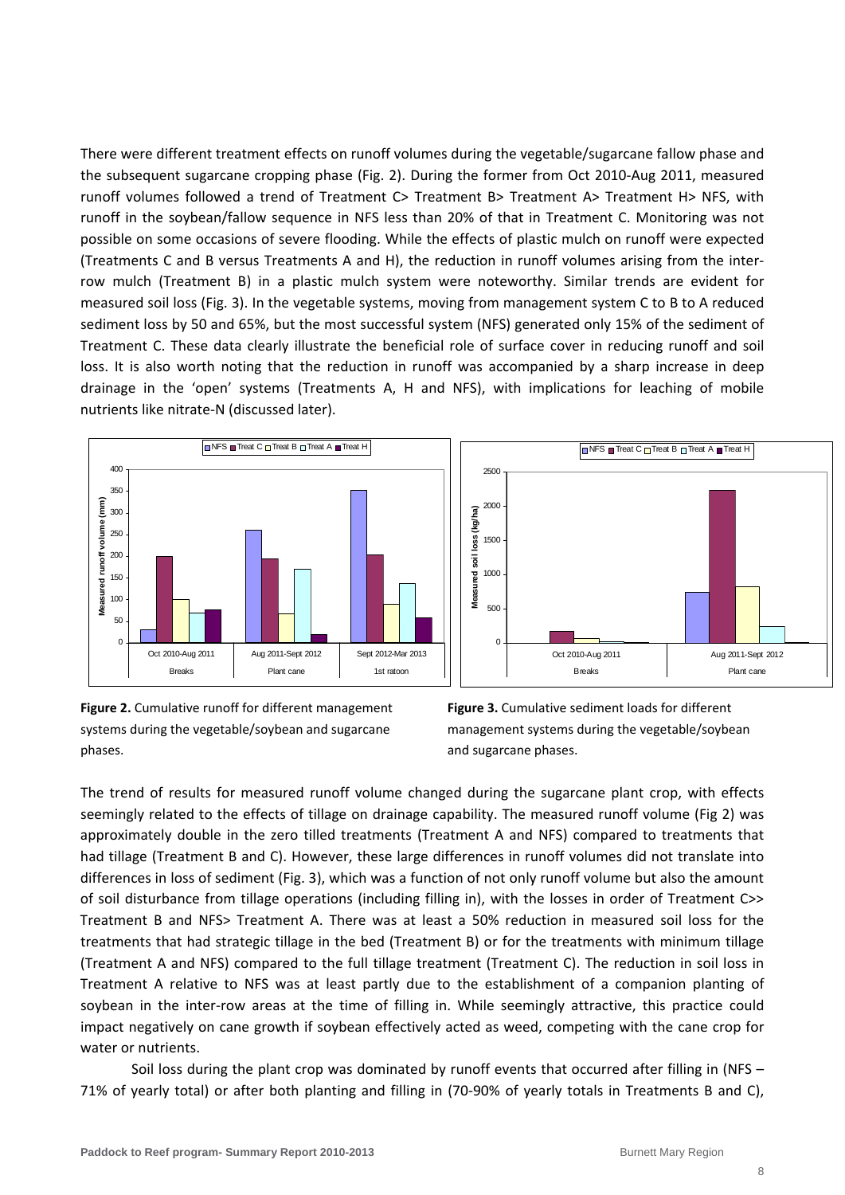There were different treatment effects on runoff volumes during the vegetable/sugarcane fallow phase and the subsequent sugarcane cropping phase (Fig. 2). During the former from Oct 2010-Aug 2011, measured runoff volumes followed a trend of Treatment C> Treatment B> Treatment A> Treatment H> NFS, with runoff in the soybean/fallow sequence in NFS less than 20% of that in Treatment C. Monitoring was not possible on some occasions of severe flooding. While the effects of plastic mulch on runoff were expected (Treatments C and B versus Treatments A and H), the reduction in runoff volumes arising from the inter-row mulch (Treatment B) in a plastic mulch system were noteworthy. Similar trends are evident for measured soil loss (Fig. 3). In the vegetable systems, moving from management system C to B to A reduced sediment loss by 50 and 65%, but the most successful system (NFS) generated only 15% of the sediment of Treatment C. These data clearly illustrate the beneficial role of surface cover in reducing runoff and soil loss. It is also worth noting that the reduction in runoff was accompanied by a sharp increase in deep drainage in the 'open' systems (Treatments A, H and NFS), with implications for leaching of mobile nutrients like nitrate-N (discussed later).

**Figure 2.** Cumulative runoff for different management systems during the vegetable/soybean and sugarcane phases.

**Figure 3.** Cumulative sediment loads for different management systems during the vegetable/soybean and sugarcane phases.

The trend of results for measured runoff volume changed during the sugarcane plant crop, with effects seemingly related to the effects of tillage on drainage capability. The measured runoff volume (Fig 2) was approximately double in the zero tilled treatments (Treatment A and NFS) compared to treatments that had tillage (Treatment B and C). However, these large differences in runoff volumes did not translate into differences in loss of sediment (Fig. 3), which was a function of not only runoff volume but also the amount of soil disturbance from tillage operations (including filling in), with the losses in order of Treatment C>> Treatment B and NFS> Treatment A. There was at least a 50% reduction in measured soil loss for the treatments that had strategic tillage in the bed (Treatment B) or for the treatments with minimum tillage (Treatment A and NFS) compared to the full tillage treatment (Treatment C). The reduction in soil loss in Treatment A relative to NFS was at least partly due to the establishment of a companion planting of soybean in the inter-row areas at the time of filling in. While seemingly attractive, this practice could impact negatively on cane growth if soybean effectively acted as weed, competing with the cane crop for water or nutrients.

Soil loss during the plant crop was dominated by runoff events that occurred after filling in (NFS – 71% of yearly total) or after both planting and filling in (70-90% of yearly totals in Treatments B and C),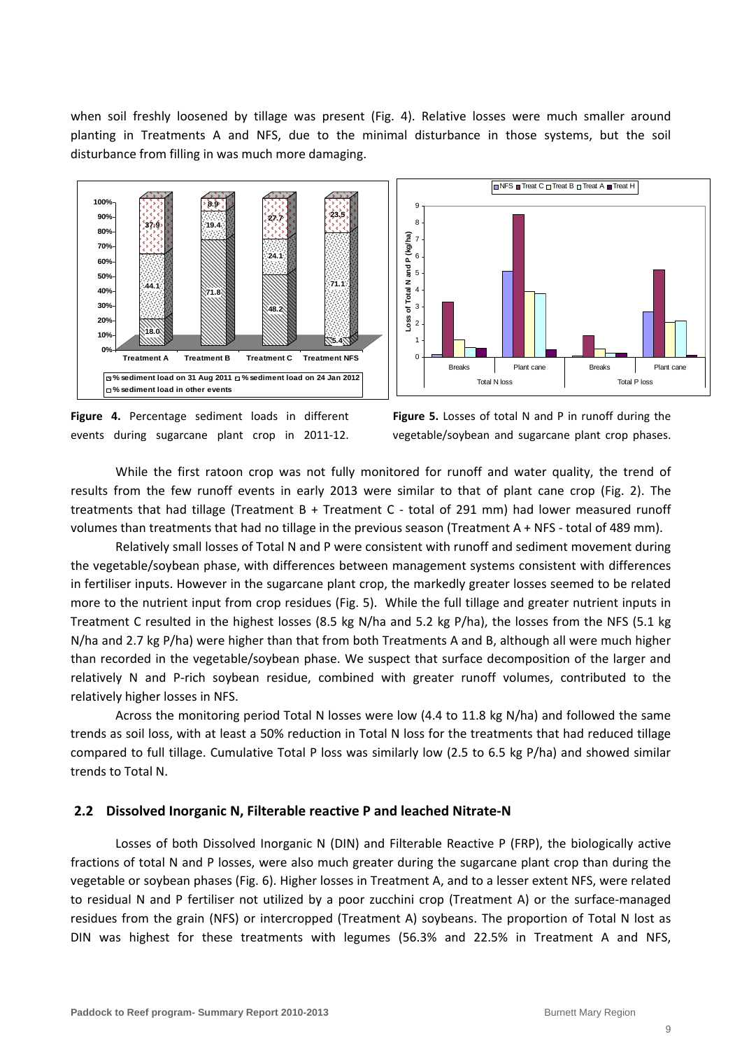when soil freshly loosened by tillage was present (Fig. 4). Relative losses were much smaller around planting in Treatments A and NFS, due to the minimal disturbance in those systems, but the soil disturbance from filling in was much more damaging.

**Figure 4.** Percentage sediment loads in different events during sugarcane plant crop in 2011-12.

**Figure 5.** Losses of total N and P in runoff during the vegetable/soybean and sugarcane plant crop phases.

While the first ratoon crop was not fully monitored for runoff and water quality, the trend of results from the few runoff events in early 2013 were similar to that of plant cane crop (Fig. 2). The treatments that had tillage (Treatment B + Treatment C - total of 291 mm) had lower measured runoff volumes than treatments that had no tillage in the previous season (Treatment A + NFS - total of 489 mm).

Relatively small losses of Total N and P were consistent with runoff and sediment movement during the vegetable/soybean phase, with differences between management systems consistent with differences in fertiliser inputs. However in the sugarcane plant crop, the markedly greater losses seemed to be related more to the nutrient input from crop residues (Fig. 5). While the full tillage and greater nutrient inputs in Treatment C resulted in the highest losses (8.5 kg N/ha and 5.2 kg P/ha), the losses from the NFS (5.1 kg N/ha and 2.7 kg P/ha) were higher than that from both Treatments A and B, although all were much higher than recorded in the vegetable/soybean phase. We suspect that surface decomposition of the larger and relatively N and P-rich soybean residue, combined with greater runoff volumes, contributed to the relatively higher losses in NFS.

Across the monitoring period Total N losses were low (4.4 to 11.8 kg N/ha) and followed the same trends as soil loss, with at least a 50% reduction in Total N loss for the treatments that had reduced tillage compared to full tillage. Cumulative Total P loss was similarly low (2.5 to 6.5 kg P/ha) and showed similar trends to Total N.

## 2.2 Dissolved Inorganic N, Filterable reactive P and leached Nitrate-N

Losses of both Dissolved Inorganic N (DIN) and Filterable Reactive P (FRP), the biologically active fractions of total N and P losses, were also much greater during the sugarcane plant crop than during the vegetable or soybean phases (Fig. 6). Higher losses in Treatment A, and to a lesser extent NFS, were related to residual N and P fertiliser not utilized by a poor zucchini crop (Treatment A) or the surface-managed residues from the grain (NFS) or intercropped (Treatment A) soybeans. The proportion of Total N lost as DIN was highest for these treatments with legumes (56.3% and 22.5% in Treatment A and NFS,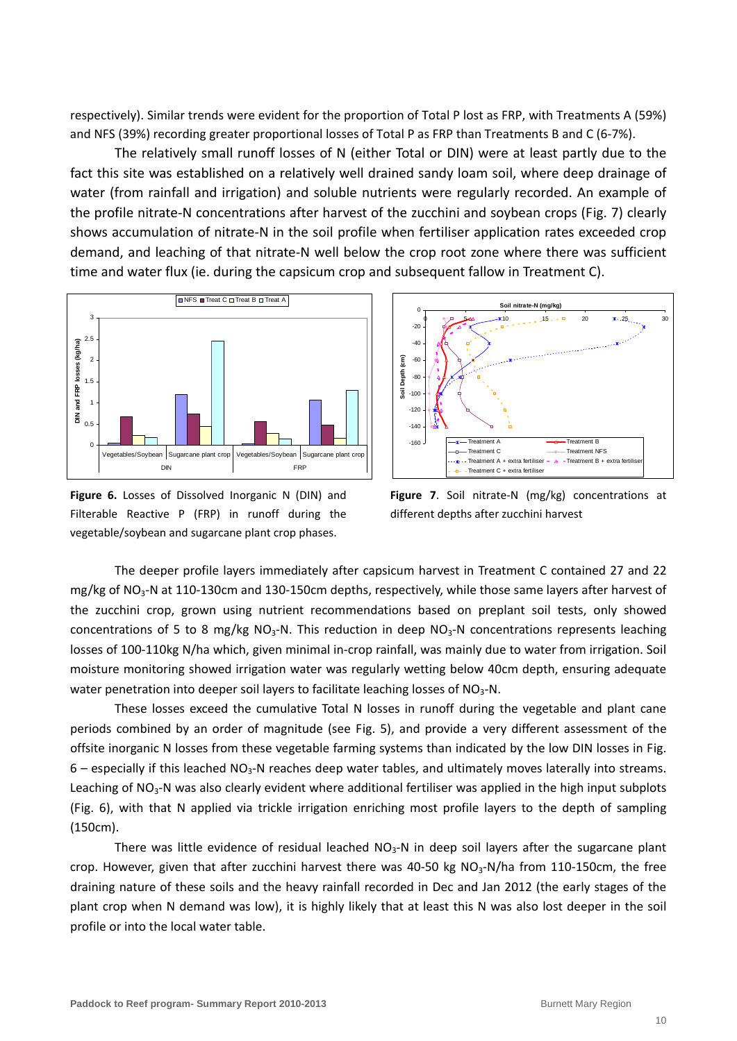respectively). Similar trends were evident for the proportion of Total P lost as FRP, with Treatments A (59%) and NFS (39%) recording greater proportional losses of Total P as FRP than Treatments B and C (6-7%).

The relatively small runoff losses of N (either Total or DIN) were at least partly due to the fact this site was established on a relatively well drained sandy loam soil, where deep drainage of water (from rainfall and irrigation) and soluble nutrients were regularly recorded. An example of the profile nitrate-N concentrations after harvest of the zucchini and soybean crops (Fig. 7) clearly shows accumulation of nitrate-N in the soil profile when fertiliser application rates exceeded crop demand, and leaching of that nitrate-N well below the crop root zone where there was sufficient time and water flux (ie. during the capsicum crop and subsequent fallow in Treatment C).

**Figure 6.** Losses of Dissolved Inorganic N (DIN) and Filterable Reactive P (FRP) in runoff during the vegetable/soybean and sugarcane plant crop phases.

**Figure 7**. Soil nitrate-N (mg/kg) concentrations at different depths after zucchini harvest

The deeper profile layers immediately after capsicum harvest in Treatment C contained 27 and 22 mg/kg of $NO_3$-N at 110-130cm and 130-150cm depths, respectively, while those same layers after harvest of the zucchini crop, grown using nutrient recommendations based on preplant soil tests, only showed concentrations of 5 to 8 mg/kg $NO_3$-N. This reduction in deep $NO_3$-N concentrations represents leaching losses of 100-110kg N/ha which, given minimal in-crop rainfall, was mainly due to water from irrigation. Soil moisture monitoring showed irrigation water was regularly wetting below 40cm depth, ensuring adequate water penetration into deeper soil layers to facilitate leaching losses of $NO_3$-N.

These losses exceed the cumulative Total N losses in runoff during the vegetable and plant cane periods combined by an order of magnitude (see Fig. 5), and provide a very different assessment of the offsite inorganic N losses from these vegetable farming systems than indicated by the low DIN losses in Fig. 6 – especially if this leached $NO_3$-N reaches deep water tables, and ultimately moves laterally into streams. Leaching of $NO_3$-N was also clearly evident where additional fertiliser was applied in the high input subplots (Fig. 6), with that N applied via trickle irrigation enriching most profile layers to the depth of sampling (150cm).

There was little evidence of residual leached $NO_3$-N in deep soil layers after the sugarcane plant crop. However, given that after zucchini harvest there was 40-50 kg $NO_3$-N/ha from 110-150cm, the free draining nature of these soils and the heavy rainfall recorded in Dec and Jan 2012 (the early stages of the plant crop when N demand was low), it is highly likely that at least this N was also lost deeper in the soil profile or into the local water table.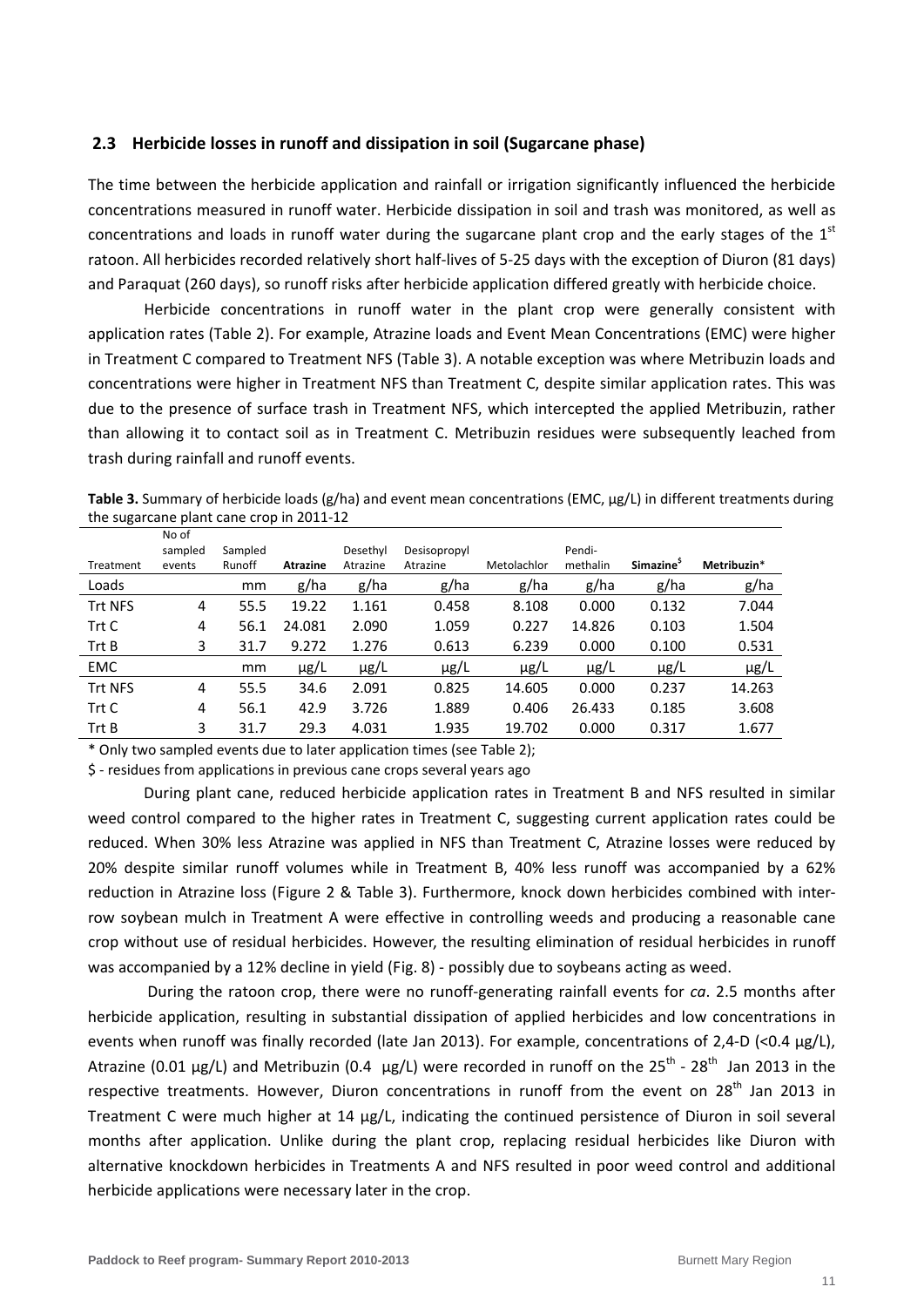## 2.3 Herbicide losses in runoff and dissipation in soil (Sugarcane phase)

The time between the herbicide application and rainfall or irrigation significantly influenced the herbicide concentrations measured in runoff water. Herbicide dissipation in soil and trash was monitored, as well as concentrations and loads in runoff water during the sugarcane plant crop and the early stages of the 1st ratoon. All herbicides recorded relatively short half-lives of 5-25 days with the exception of Diuron (81 days) and Paraquat (260 days), so runoff risks after herbicide application differed greatly with herbicide choice.

Herbicide concentrations in runoff water in the plant crop were generally consistent with application rates (Table 2). For example, Atrazine loads and Event Mean Concentrations (EMC) were higher in Treatment C compared to Treatment NFS (Table 3). A notable exception was where Metribuzin loads and concentrations were higher in Treatment NFS than Treatment C, despite similar application rates. This was due to the presence of surface trash in Treatment NFS, which intercepted the applied Metribuzin, rather than allowing it to contact soil as in Treatment C. Metribuzin residues were subsequently leached from trash during rainfall and runoff events.

**Table 3.** Summary of herbicide loads (g/ha) and event mean concentrations (EMC, µg/L) in different treatments during the sugarcane plant cane crop in 2011-12

| Treatment | No of sampled events | Sampled Runoff | **Atrazine** | Desethyl Atrazine | Desisopropyl Atrazine | Metolachlor | Pendi-methalin | **Simazine$** | **Metribuzin*** |
|---|---|---|---|---|---|---|---|---|---|
| Loads | | mm | g/ha | g/ha | g/ha | g/ha | g/ha | g/ha | g/ha |
| Trt NFS | 4 | 55.5 | 19.22 | 1.161 | 0.458 | 8.108 | 0.000 | 0.132 | 7.044 |
| Trt C | 4 | 56.1 | 24.081 | 2.090 | 1.059 | 0.227 | 14.826 | 0.103 | 1.504 |
| Trt B | 3 | 31.7 | 9.272 | 1.276 | 0.613 | 6.239 | 0.000 | 0.100 | 0.531 |
| EMC | | mm | µg/L | µg/L | µg/L | µg/L | µg/L | µg/L | µg/L |
| Trt NFS | 4 | 55.5 | 34.6 | 2.091 | 0.825 | 14.605 | 0.000 | 0.237 | 14.263 |
| Trt C | 4 | 56.1 | 42.9 | 3.726 | 1.889 | 0.406 | 26.433 | 0.185 | 3.608 |
| Trt B | 3 | 31.7 | 29.3 | 4.031 | 1.935 | 19.702 | 0.000 | 0.317 | 1.677 |

\* Only two sampled events due to later application times (see Table 2);

$ - residues from applications in previous cane crops several years ago

During plant cane, reduced herbicide application rates in Treatment B and NFS resulted in similar weed control compared to the higher rates in Treatment C, suggesting current application rates could be reduced. When 30% less Atrazine was applied in NFS than Treatment C, Atrazine losses were reduced by 20% despite similar runoff volumes while in Treatment B, 40% less runoff was accompanied by a 62% reduction in Atrazine loss (Figure 2 & Table 3). Furthermore, knock down herbicides combined with inter-row soybean mulch in Treatment A were effective in controlling weeds and producing a reasonable cane crop without use of residual herbicides. However, the resulting elimination of residual herbicides in runoff was accompanied by a 12% decline in yield (Fig. 8) - possibly due to soybeans acting as weed.

During the ratoon crop, there were no runoff-generating rainfall events for *ca*. 2.5 months after herbicide application, resulting in substantial dissipation of applied herbicides and low concentrations in events when runoff was finally recorded (late Jan 2013). For example, concentrations of 2,4-D (<0.4 µg/L), Atrazine (0.01 µg/L) and Metribuzin (0.4 µg/L) were recorded in runoff on the 25th - 28th Jan 2013 in the respective treatments. However, Diuron concentrations in runoff from the event on 28th Jan 2013 in Treatment C were much higher at 14 µg/L, indicating the continued persistence of Diuron in soil several months after application. Unlike during the plant crop, replacing residual herbicides like Diuron with alternative knockdown herbicides in Treatments A and NFS resulted in poor weed control and additional herbicide applications were necessary later in the crop.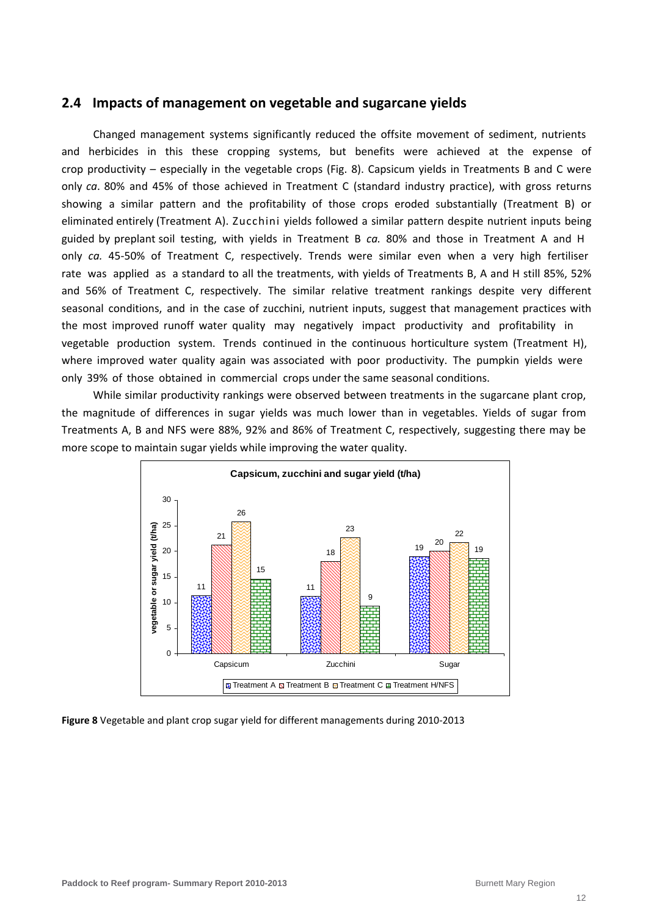## 2.4 Impacts of management on vegetable and sugarcane yields

Changed management systems significantly reduced the offsite movement of sediment, nutrients and herbicides in this these cropping systems, but benefits were achieved at the expense of crop productivity – especially in the vegetable crops (Fig. 8). Capsicum yields in Treatments B and C were only *ca*. 80% and 45% of those achieved in Treatment C (standard industry practice), with gross returns showing a similar pattern and the profitability of those crops eroded substantially (Treatment B) or eliminated entirely (Treatment A). Zucchini yields followed a similar pattern despite nutrient inputs being guided by preplant soil testing, with yields in Treatment B *ca.* 80% and those in Treatment A and H only *ca.* 45-50% of Treatment C, respectively. Trends were similar even when a very high fertiliser rate was applied as a standard to all the treatments, with yields of Treatments B, A and H still 85%, 52% and 56% of Treatment C, respectively. The similar relative treatment rankings despite very different seasonal conditions, and in the case of zucchini, nutrient inputs, suggest that management practices with the most improved runoff water quality may negatively impact productivity and profitability in vegetable production system. Trends continued in the continuous horticulture system (Treatment H), where improved water quality again was associated with poor productivity. The pumpkin yields were only 39% of those obtained in commercial crops under the same seasonal conditions.

While similar productivity rankings were observed between treatments in the sugarcane plant crop, the magnitude of differences in sugar yields was much lower than in vegetables. Yields of sugar from Treatments A, B and NFS were 88%, 92% and 86% of Treatment C, respectively, suggesting there may be more scope to maintain sugar yields while improving the water quality.

**Figure 8** Vegetable and plant crop sugar yield for different managements during 2010-2013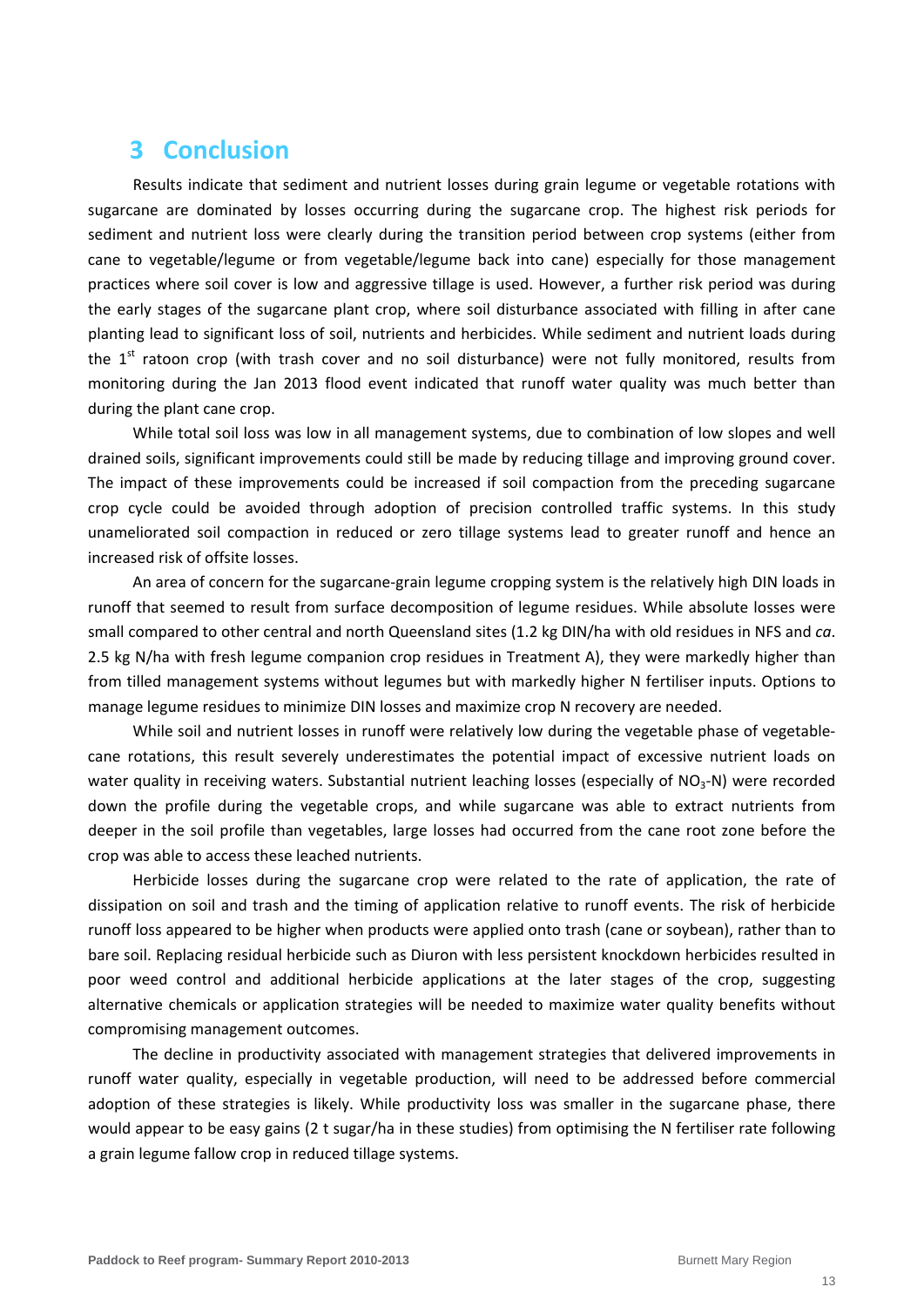# 3 Conclusion

Results indicate that sediment and nutrient losses during grain legume or vegetable rotations with sugarcane are dominated by losses occurring during the sugarcane crop. The highest risk periods for sediment and nutrient loss were clearly during the transition period between crop systems (either from cane to vegetable/legume or from vegetable/legume back into cane) especially for those management practices where soil cover is low and aggressive tillage is used. However, a further risk period was during the early stages of the sugarcane plant crop, where soil disturbance associated with filling in after cane planting lead to significant loss of soil, nutrients and herbicides. While sediment and nutrient loads during the 1st ratoon crop (with trash cover and no soil disturbance) were not fully monitored, results from monitoring during the Jan 2013 flood event indicated that runoff water quality was much better than during the plant cane crop.

While total soil loss was low in all management systems, due to combination of low slopes and well drained soils, significant improvements could still be made by reducing tillage and improving ground cover. The impact of these improvements could be increased if soil compaction from the preceding sugarcane crop cycle could be avoided through adoption of precision controlled traffic systems. In this study unameliorated soil compaction in reduced or zero tillage systems lead to greater runoff and hence an increased risk of offsite losses.

An area of concern for the sugarcane-grain legume cropping system is the relatively high DIN loads in runoff that seemed to result from surface decomposition of legume residues. While absolute losses were small compared to other central and north Queensland sites (1.2 kg DIN/ha with old residues in NFS and *ca*. 2.5 kg N/ha with fresh legume companion crop residues in Treatment A), they were markedly higher than from tilled management systems without legumes but with markedly higher N fertiliser inputs. Options to manage legume residues to minimize DIN losses and maximize crop N recovery are needed.

While soil and nutrient losses in runoff were relatively low during the vegetable phase of vegetable-cane rotations, this result severely underestimates the potential impact of excessive nutrient loads on water quality in receiving waters. Substantial nutrient leaching losses (especially of $NO_3$-N) were recorded down the profile during the vegetable crops, and while sugarcane was able to extract nutrients from deeper in the soil profile than vegetables, large losses had occurred from the cane root zone before the crop was able to access these leached nutrients.

Herbicide losses during the sugarcane crop were related to the rate of application, the rate of dissipation on soil and trash and the timing of application relative to runoff events. The risk of herbicide runoff loss appeared to be higher when products were applied onto trash (cane or soybean), rather than to bare soil. Replacing residual herbicide such as Diuron with less persistent knockdown herbicides resulted in poor weed control and additional herbicide applications at the later stages of the crop, suggesting alternative chemicals or application strategies will be needed to maximize water quality benefits without compromising management outcomes.

The decline in productivity associated with management strategies that delivered improvements in runoff water quality, especially in vegetable production, will need to be addressed before commercial adoption of these strategies is likely. While productivity loss was smaller in the sugarcane phase, there would appear to be easy gains (2 t sugar/ha in these studies) from optimising the N fertiliser rate following a grain legume fallow crop in reduced tillage systems.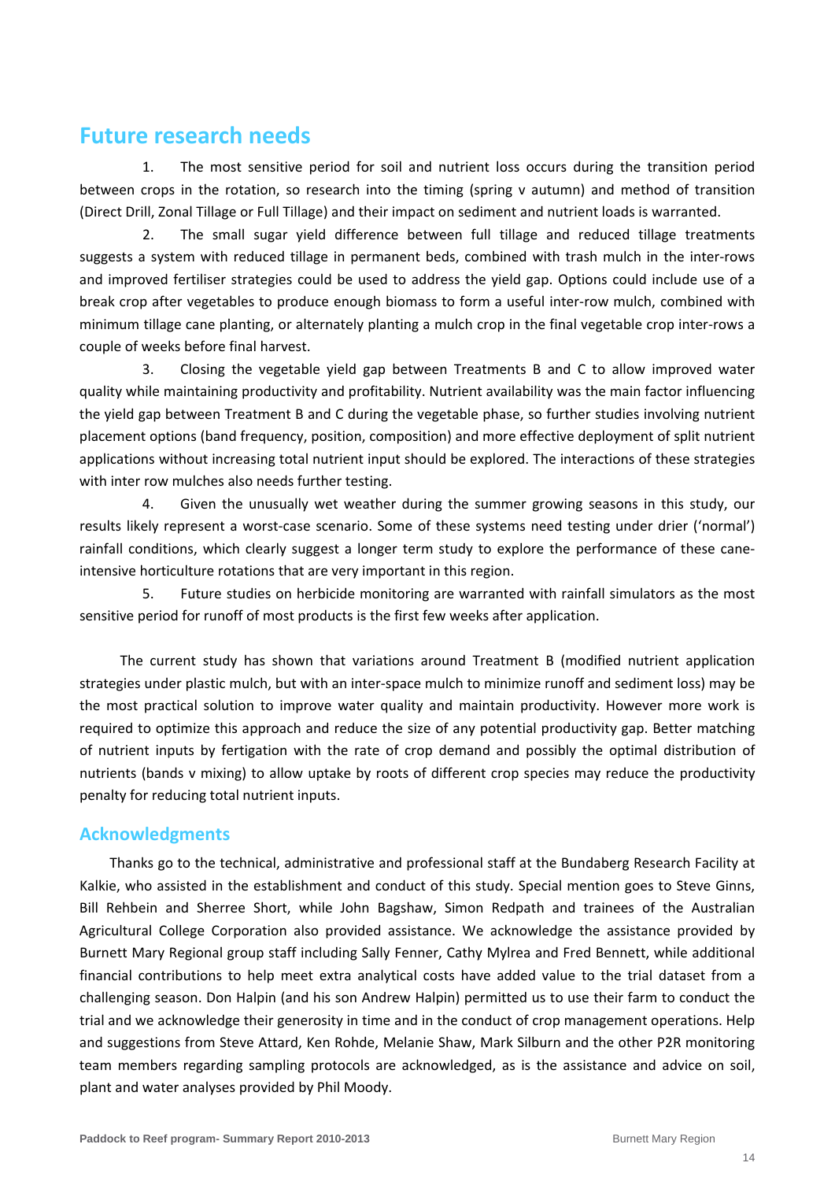## Future research needs

1. The most sensitive period for soil and nutrient loss occurs during the transition period between crops in the rotation, so research into the timing (spring v autumn) and method of transition (Direct Drill, Zonal Tillage or Full Tillage) and their impact on sediment and nutrient loads is warranted.
2. The small sugar yield difference between full tillage and reduced tillage treatments suggests a system with reduced tillage in permanent beds, combined with trash mulch in the inter-rows and improved fertiliser strategies could be used to address the yield gap. Options could include use of a break crop after vegetables to produce enough biomass to form a useful inter-row mulch, combined with minimum tillage cane planting, or alternately planting a mulch crop in the final vegetable crop inter-rows a couple of weeks before final harvest.
3. Closing the vegetable yield gap between Treatments B and C to allow improved water quality while maintaining productivity and profitability. Nutrient availability was the main factor influencing the yield gap between Treatment B and C during the vegetable phase, so further studies involving nutrient placement options (band frequency, position, composition) and more effective deployment of split nutrient applications without increasing total nutrient input should be explored. The interactions of these strategies with inter row mulches also needs further testing.
4. Given the unusually wet weather during the summer growing seasons in this study, our results likely represent a worst-case scenario. Some of these systems need testing under drier ('normal') rainfall conditions, which clearly suggest a longer term study to explore the performance of these cane-intensive horticulture rotations that are very important in this region.
5. Future studies on herbicide monitoring are warranted with rainfall simulators as the most sensitive period for runoff of most products is the first few weeks after application.

The current study has shown that variations around Treatment B (modified nutrient application strategies under plastic mulch, but with an inter-space mulch to minimize runoff and sediment loss) may be the most practical solution to improve water quality and maintain productivity. However more work is required to optimize this approach and reduce the size of any potential productivity gap. Better matching of nutrient inputs by fertigation with the rate of crop demand and possibly the optimal distribution of nutrients (bands v mixing) to allow uptake by roots of different crop species may reduce the productivity penalty for reducing total nutrient inputs.

### Acknowledgments

Thanks go to the technical, administrative and professional staff at the Bundaberg Research Facility at Kalkie, who assisted in the establishment and conduct of this study. Special mention goes to Steve Ginns, Bill Rehbein and Sherree Short, while John Bagshaw, Simon Redpath and trainees of the Australian Agricultural College Corporation also provided assistance. We acknowledge the assistance provided by Burnett Mary Regional group staff including Sally Fenner, Cathy Mylrea and Fred Bennett, while additional financial contributions to help meet extra analytical costs have added value to the trial dataset from a challenging season. Don Halpin (and his son Andrew Halpin) permitted us to use their farm to conduct the trial and we acknowledge their generosity in time and in the conduct of crop management operations. Help and suggestions from Steve Attard, Ken Rohde, Melanie Shaw, Mark Silburn and the other P2R monitoring team members regarding sampling protocols are acknowledged, as is the assistance and advice on soil, plant and water analyses provided by Phil Moody.